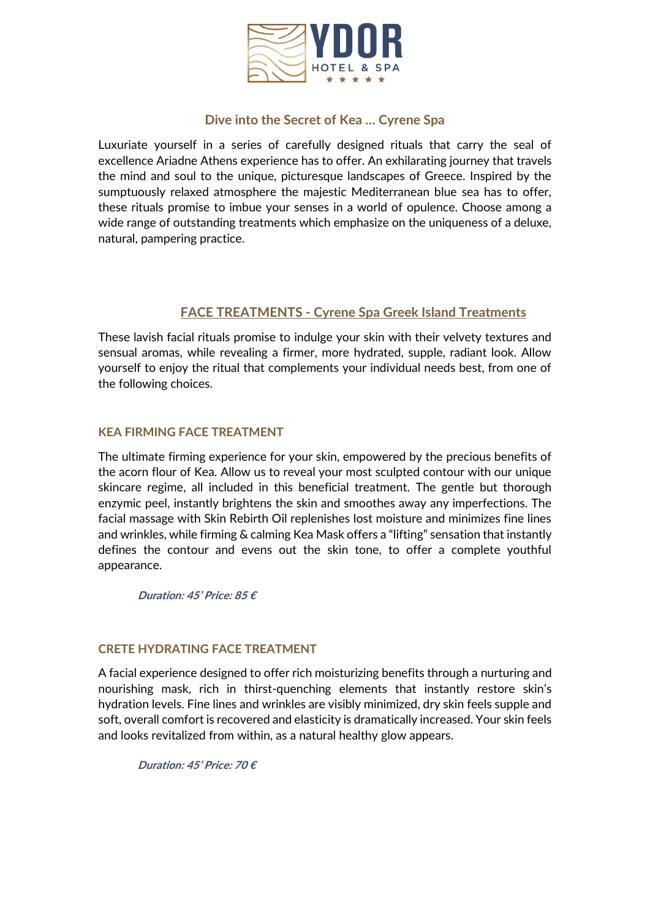YDOR

HOTEL & SPA

★ ★ ★ ★ ★

## Dive into the Secret of Kea … Cyrene Spa

Luxuriate yourself in a series of carefully designed rituals that carry the seal of excellence Ariadne Athens experience has to offer. An exhilarating journey that travels the mind and soul to the unique, picturesque landscapes of Greece. Inspired by the sumptuously relaxed atmosphere the majestic Mediterranean blue sea has to offer, these rituals promise to imbue your senses in a world of opulence. Choose among a wide range of outstanding treatments which emphasize on the uniqueness of a deluxe, natural, pampering practice.

## FACE TREATMENTS - Cyrene Spa Greek Island Treatments

These lavish facial rituals promise to indulge your skin with their velvety textures and sensual aromas, while revealing a firmer, more hydrated, supple, radiant look. Allow yourself to enjoy the ritual that complements your individual needs best, from one of the following choices.

### KEA FIRMING FACE TREATMENT

The ultimate firming experience for your skin, empowered by the precious benefits of the acorn flour of Kea. Allow us to reveal your most sculpted contour with our unique skincare regime, all included in this beneficial treatment. The gentle but thorough enzymic peel, instantly brightens the skin and smoothes away any imperfections. The facial massage with Skin Rebirth Oil replenishes lost moisture and minimizes fine lines and wrinkles, while firming & calming Kea Mask offers a "lifting" sensation that instantly defines the contour and evens out the skin tone, to offer a complete youthful appearance.

***Duration: 45' Price: 85 €***

### CRETE HYDRATING FACE TREATMENT

A facial experience designed to offer rich moisturizing benefits through a nurturing and nourishing mask, rich in thirst-quenching elements that instantly restore skin's hydration levels. Fine lines and wrinkles are visibly minimized, dry skin feels supple and soft, overall comfort is recovered and elasticity is dramatically increased. Your skin feels and looks revitalized from within, as a natural healthy glow appears.

***Duration: 45' Price: 70 €***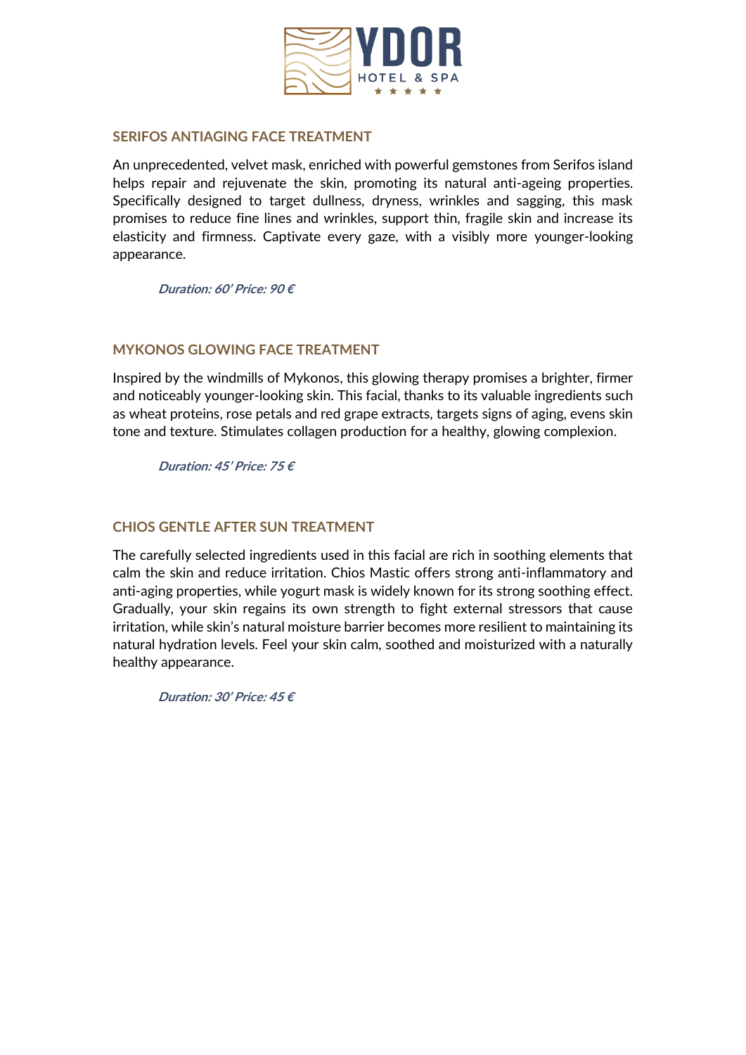## SERIFOS ANTIAGING FACE TREATMENT

An unprecedented, velvet mask, enriched with powerful gemstones from Serifos island helps repair and rejuvenate the skin, promoting its natural anti-ageing properties. Specifically designed to target dullness, dryness, wrinkles and sagging, this mask promises to reduce fine lines and wrinkles, support thin, fragile skin and increase its elasticity and firmness. Captivate every gaze, with a visibly more younger-looking appearance.

***Duration: 60' Price: 90 €***

## MYKONOS GLOWING FACE TREATMENT

Inspired by the windmills of Mykonos, this glowing therapy promises a brighter, firmer and noticeably younger-looking skin. This facial, thanks to its valuable ingredients such as wheat proteins, rose petals and red grape extracts, targets signs of aging, evens skin tone and texture. Stimulates collagen production for a healthy, glowing complexion.

***Duration: 45' Price: 75 €***

## CHIOS GENTLE AFTER SUN TREATMENT

The carefully selected ingredients used in this facial are rich in soothing elements that calm the skin and reduce irritation. Chios Mastic offers strong anti-inflammatory and anti-aging properties, while yogurt mask is widely known for its strong soothing effect. Gradually, your skin regains its own strength to fight external stressors that cause irritation, while skin's natural moisture barrier becomes more resilient to maintaining its natural hydration levels. Feel your skin calm, soothed and moisturized with a naturally healthy appearance.

***Duration: 30' Price: 45 €***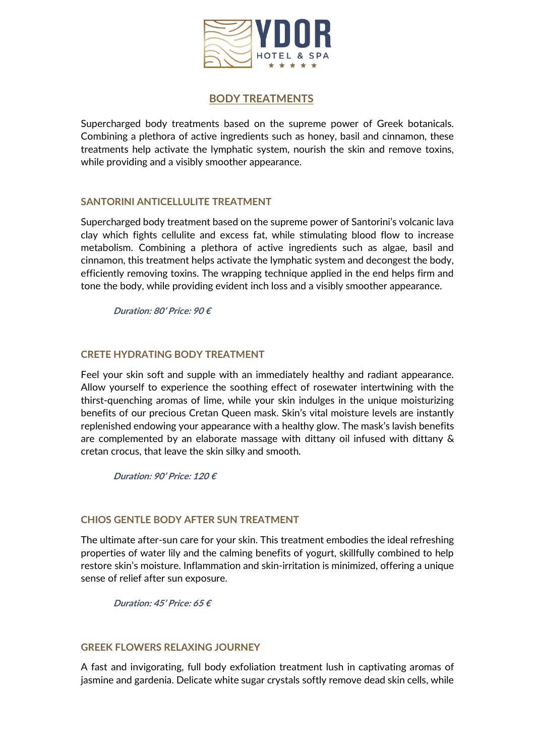# BODY TREATMENTS

Supercharged body treatments based on the supreme power of Greek botanicals. Combining a plethora of active ingredients such as honey, basil and cinnamon, these treatments help activate the lymphatic system, nourish the skin and remove toxins, while providing and a visibly smoother appearance.

## SANTORINI ANTICELLULITE TREATMENT

Supercharged body treatment based on the supreme power of Santorini's volcanic lava clay which fights cellulite and excess fat, while stimulating blood flow to increase metabolism. Combining a plethora of active ingredients such as algae, basil and cinnamon, this treatment helps activate the lymphatic system and decongest the body, efficiently removing toxins. The wrapping technique applied in the end helps firm and tone the body, while providing evident inch loss and a visibly smoother appearance.

***Duration: 80' Price: 90 €***

## CRETE HYDRATING BODY TREATMENT

Feel your skin soft and supple with an immediately healthy and radiant appearance. Allow yourself to experience the soothing effect of rosewater intertwining with the thirst-quenching aromas of lime, while your skin indulges in the unique moisturizing benefits of our precious Cretan Queen mask. Skin's vital moisture levels are instantly replenished endowing your appearance with a healthy glow. The mask's lavish benefits are complemented by an elaborate massage with dittany oil infused with dittany & cretan crocus, that leave the skin silky and smooth.

***Duration: 90' Price: 120 €***

## CHIOS GENTLE BODY AFTER SUN TREATMENT

The ultimate after-sun care for your skin. This treatment embodies the ideal refreshing properties of water lily and the calming benefits of yogurt, skillfully combined to help restore skin's moisture. Inflammation and skin-irritation is minimized, offering a unique sense of relief after sun exposure.

***Duration: 45' Price: 65 €***

## GREEK FLOWERS RELAXING JOURNEY

A fast and invigorating, full body exfoliation treatment lush in captivating aromas of jasmine and gardenia. Delicate white sugar crystals softly remove dead skin cells, while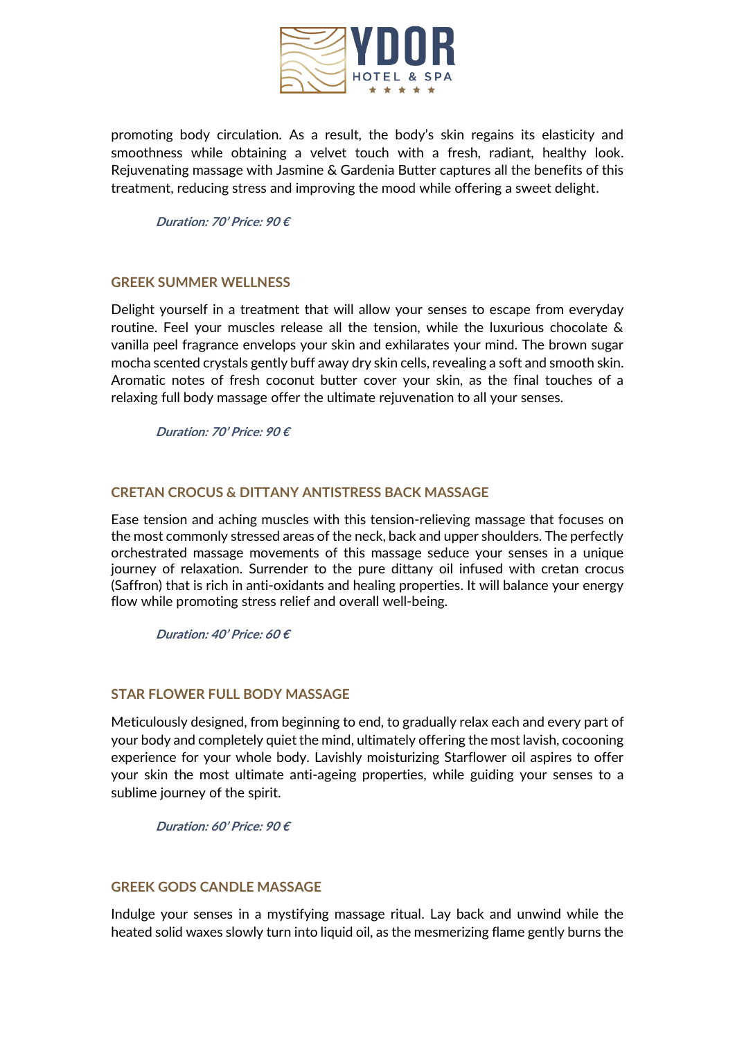promoting body circulation. As a result, the body's skin regains its elasticity and smoothness while obtaining a velvet touch with a fresh, radiant, healthy look. Rejuvenating massage with Jasmine & Gardenia Butter captures all the benefits of this treatment, reducing stress and improving the mood while offering a sweet delight.

***Duration: 70' Price: 90 €***

### GREEK SUMMER WELLNESS

Delight yourself in a treatment that will allow your senses to escape from everyday routine. Feel your muscles release all the tension, while the luxurious chocolate & vanilla peel fragrance envelops your skin and exhilarates your mind. The brown sugar mocha scented crystals gently buff away dry skin cells, revealing a soft and smooth skin. Aromatic notes of fresh coconut butter cover your skin, as the final touches of a relaxing full body massage offer the ultimate rejuvenation to all your senses.

***Duration: 70' Price: 90 €***

### CRETAN CROCUS & DITTANY ANTISTRESS BACK MASSAGE

Ease tension and aching muscles with this tension-relieving massage that focuses on the most commonly stressed areas of the neck, back and upper shoulders. The perfectly orchestrated massage movements of this massage seduce your senses in a unique journey of relaxation. Surrender to the pure dittany oil infused with cretan crocus (Saffron) that is rich in anti-oxidants and healing properties. It will balance your energy flow while promoting stress relief and overall well-being.

***Duration: 40' Price: 60 €***

### STAR FLOWER FULL BODY MASSAGE

Meticulously designed, from beginning to end, to gradually relax each and every part of your body and completely quiet the mind, ultimately offering the most lavish, cocooning experience for your whole body. Lavishly moisturizing Starflower oil aspires to offer your skin the most ultimate anti-ageing properties, while guiding your senses to a sublime journey of the spirit.

***Duration: 60' Price: 90 €***

### GREEK GODS CANDLE MASSAGE

Indulge your senses in a mystifying massage ritual. Lay back and unwind while the heated solid waxes slowly turn into liquid oil, as the mesmerizing flame gently burns the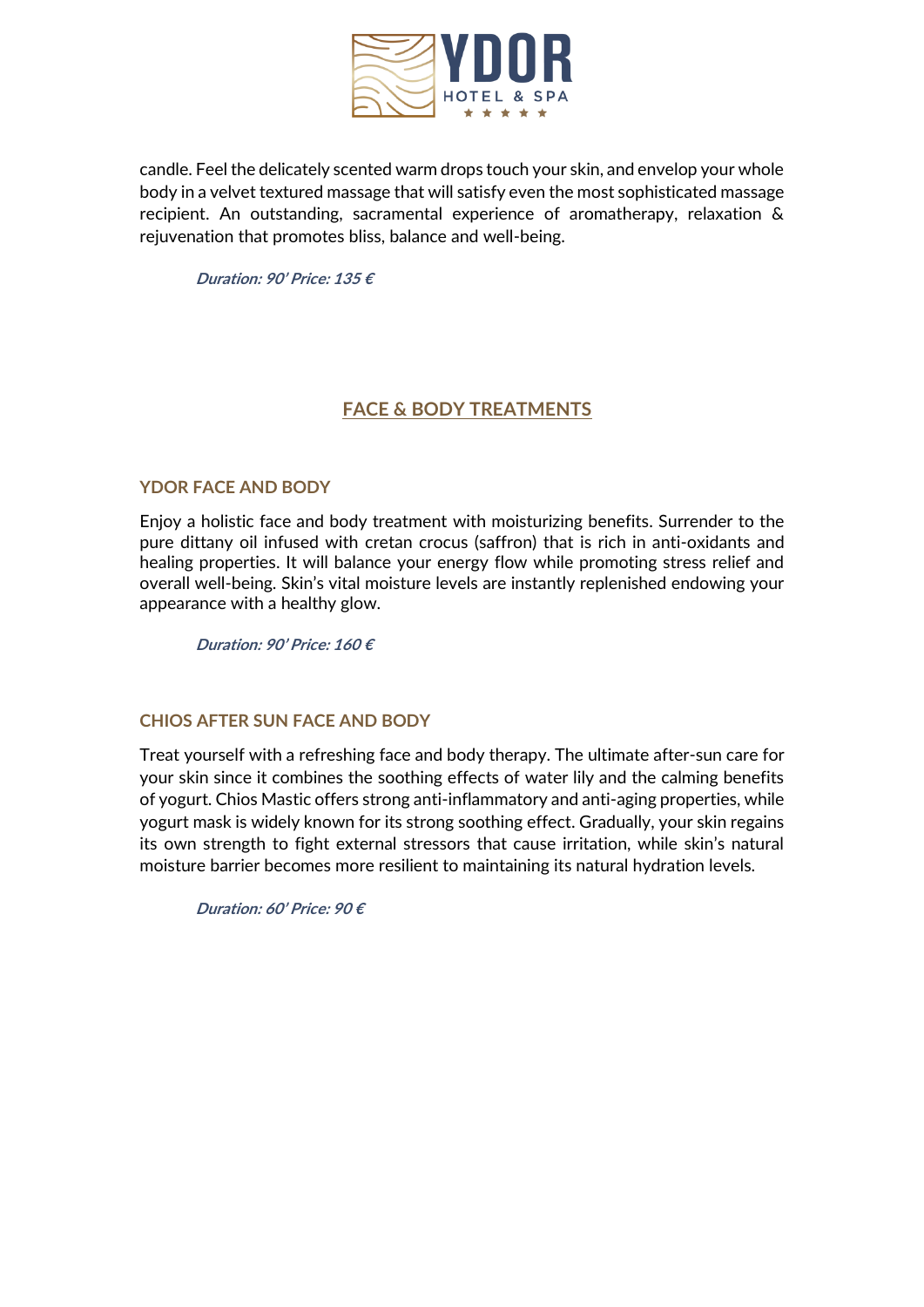candle. Feel the delicately scented warm drops touch your skin, and envelop your whole body in a velvet textured massage that will satisfy even the most sophisticated massage recipient. An outstanding, sacramental experience of aromatherapy, relaxation & rejuvenation that promotes bliss, balance and well-being.

***Duration: 90' Price: 135 €***

## FACE & BODY TREATMENTS

### YDOR FACE AND BODY

Enjoy a holistic face and body treatment with moisturizing benefits. Surrender to the pure dittany oil infused with cretan crocus (saffron) that is rich in anti-oxidants and healing properties. It will balance your energy flow while promoting stress relief and overall well-being. Skin's vital moisture levels are instantly replenished endowing your appearance with a healthy glow.

***Duration: 90' Price: 160 €***

### CHIOS AFTER SUN FACE AND BODY

Treat yourself with a refreshing face and body therapy. The ultimate after-sun care for your skin since it combines the soothing effects of water lily and the calming benefits of yogurt. Chios Mastic offers strong anti-inflammatory and anti-aging properties, while yogurt mask is widely known for its strong soothing effect. Gradually, your skin regains its own strength to fight external stressors that cause irritation, while skin's natural moisture barrier becomes more resilient to maintaining its natural hydration levels.

***Duration: 60' Price: 90 €***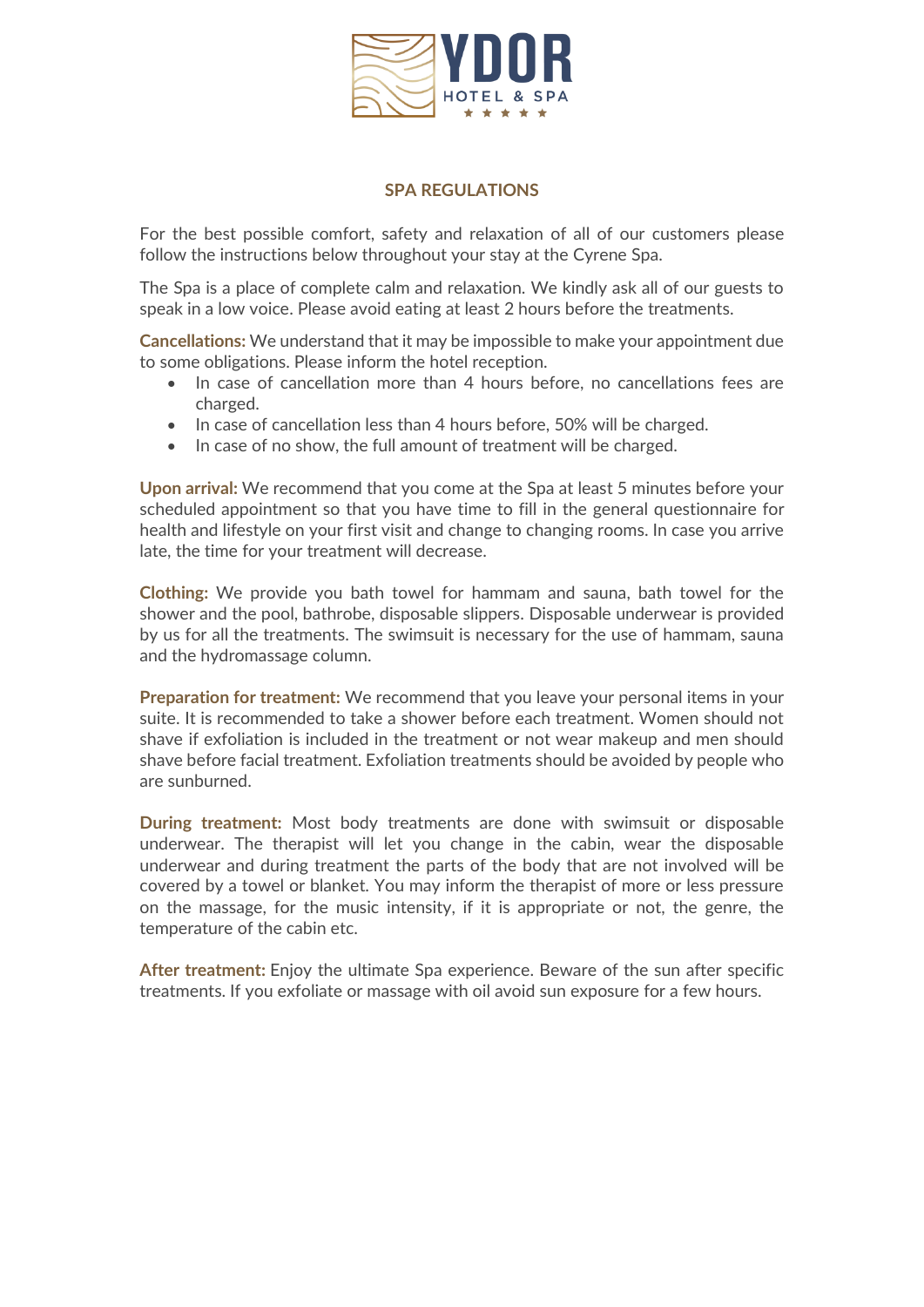# SPA REGULATIONS

For the best possible comfort, safety and relaxation of all of our customers please follow the instructions below throughout your stay at the Cyrene Spa.

The Spa is a place of complete calm and relaxation. We kindly ask all of our guests to speak in a low voice. Please avoid eating at least 2 hours before the treatments.

**Cancellations:** We understand that it may be impossible to make your appointment due to some obligations. Please inform the hotel reception.

- In case of cancellation more than 4 hours before, no cancellations fees are charged.
- In case of cancellation less than 4 hours before, 50% will be charged.
- In case of no show, the full amount of treatment will be charged.

**Upon arrival:** We recommend that you come at the Spa at least 5 minutes before your scheduled appointment so that you have time to fill in the general questionnaire for health and lifestyle on your first visit and change to changing rooms. In case you arrive late, the time for your treatment will decrease.

**Clothing:** We provide you bath towel for hammam and sauna, bath towel for the shower and the pool, bathrobe, disposable slippers. Disposable underwear is provided by us for all the treatments. The swimsuit is necessary for the use of hammam, sauna and the hydromassage column.

**Preparation for treatment:** We recommend that you leave your personal items in your suite. It is recommended to take a shower before each treatment. Women should not shave if exfoliation is included in the treatment or not wear makeup and men should shave before facial treatment. Exfoliation treatments should be avoided by people who are sunburned.

**During treatment:** Most body treatments are done with swimsuit or disposable underwear. The therapist will let you change in the cabin, wear the disposable underwear and during treatment the parts of the body that are not involved will be covered by a towel or blanket. You may inform the therapist of more or less pressure on the massage, for the music intensity, if it is appropriate or not, the genre, the temperature of the cabin etc.

**After treatment:** Enjoy the ultimate Spa experience. Beware of the sun after specific treatments. If you exfoliate or massage with oil avoid sun exposure for a few hours.